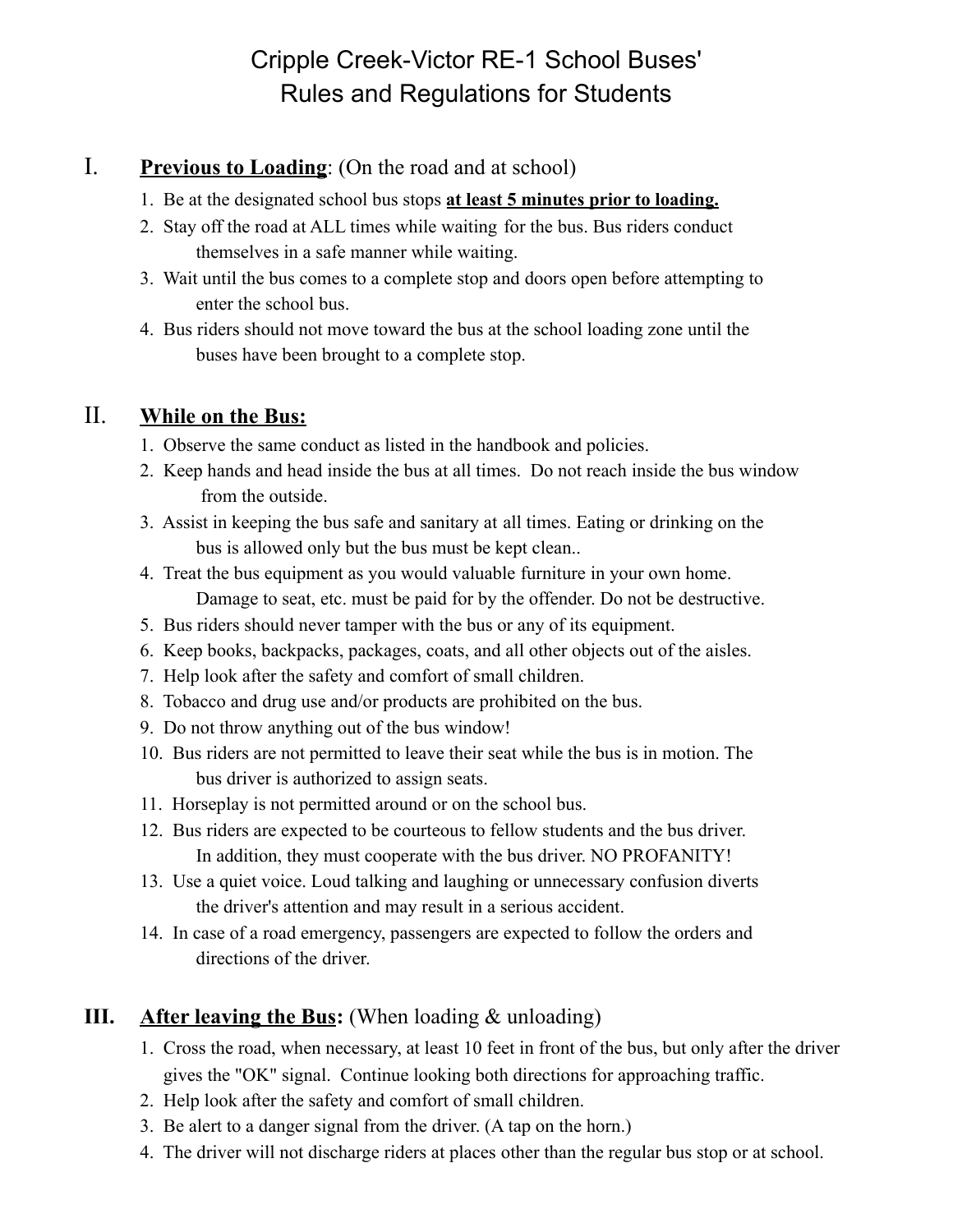# Cripple Creek-Victor RE-1 School Buses' Rules and Regulations for Students

## I. **Previous to Loading**: (On the road and at school)

1. Be at the designated school bus stops **at least 5 minutes prior to loading.**
2. Stay off the road at ALL times while waiting for the bus. Bus riders conduct themselves in a safe manner while waiting.
3. Wait until the bus comes to a complete stop and doors open before attempting to enter the school bus.
4. Bus riders should not move toward the bus at the school loading zone until the buses have been brought to a complete stop.

## II. **While on the Bus:**

1. Observe the same conduct as listed in the handbook and policies.
2. Keep hands and head inside the bus at all times. Do not reach inside the bus window from the outside.
3. Assist in keeping the bus safe and sanitary at all times. Eating or drinking on the bus is allowed only but the bus must be kept clean..
4. Treat the bus equipment as you would valuable furniture in your own home. Damage to seat, etc. must be paid for by the offender. Do not be destructive.
5. Bus riders should never tamper with the bus or any of its equipment.
6. Keep books, backpacks, packages, coats, and all other objects out of the aisles.
7. Help look after the safety and comfort of small children.
8. Tobacco and drug use and/or products are prohibited on the bus.
9. Do not throw anything out of the bus window!
10. Bus riders are not permitted to leave their seat while the bus is in motion. The bus driver is authorized to assign seats.
11. Horseplay is not permitted around or on the school bus.
12. Bus riders are expected to be courteous to fellow students and the bus driver. In addition, they must cooperate with the bus driver. NO PROFANITY!
13. Use a quiet voice. Loud talking and laughing or unnecessary confusion diverts the driver's attention and may result in a serious accident.
14. In case of a road emergency, passengers are expected to follow the orders and directions of the driver.

## III. **After leaving the Bus:** (When loading & unloading)

1. Cross the road, when necessary, at least 10 feet in front of the bus, but only after the driver gives the "OK" signal. Continue looking both directions for approaching traffic.
2. Help look after the safety and comfort of small children.
3. Be alert to a danger signal from the driver. (A tap on the horn.)
4. The driver will not discharge riders at places other than the regular bus stop or at school.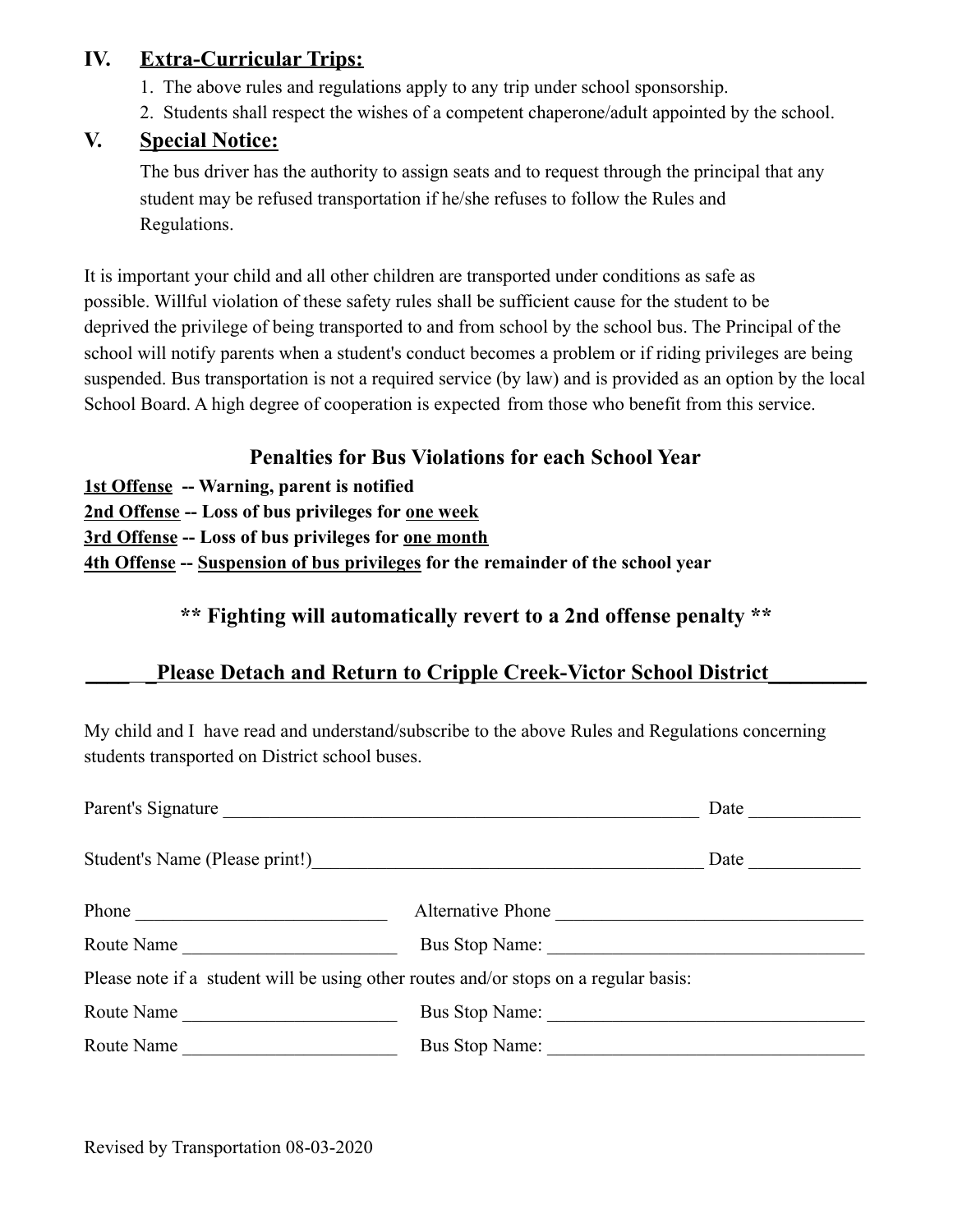## IV. Extra-Curricular Trips:

1. The above rules and regulations apply to any trip under school sponsorship.
2. Students shall respect the wishes of a competent chaperone/adult appointed by the school.

## V. Special Notice:

The bus driver has the authority to assign seats and to request through the principal that any student may be refused transportation if he/she refuses to follow the Rules and Regulations.

It is important your child and all other children are transported under conditions as safe as possible. Willful violation of these safety rules shall be sufficient cause for the student to be deprived the privilege of being transported to and from school by the school bus. The Principal of the school will notify parents when a student's conduct becomes a problem or if riding privileges are being suspended. Bus transportation is not a required service (by law) and is provided as an option by the local School Board. A high degree of cooperation is expected from those who benefit from this service.

### Penalties for Bus Violations for each School Year

**1st Offense -- Warning, parent is notified**
**2nd Offense -- Loss of bus privileges for one week**
**3rd Offense -- Loss of bus privileges for one month**
**4th Offense -- Suspension of bus privileges for the remainder of the school year**

### ** Fighting will automatically revert to a 2nd offense penalty **

**____ _Please Detach and Return to Cripple Creek-Victor School District_________**

My child and I have read and understand/subscribe to the above Rules and Regulations concerning students transported on District school buses.

Parent's Signature ______________________________________________________ Date ____________

Student's Name (Please print!)___________________________________________ Date ____________

Phone ___________________________ Alternative Phone _________________________________

Route Name _______________________ Bus Stop Name: __________________________________

Please note if a student will be using other routes and/or stops on a regular basis:

Route Name _______________________ Bus Stop Name: __________________________________

Route Name _______________________ Bus Stop Name: __________________________________

Revised by Transportation 08-03-2020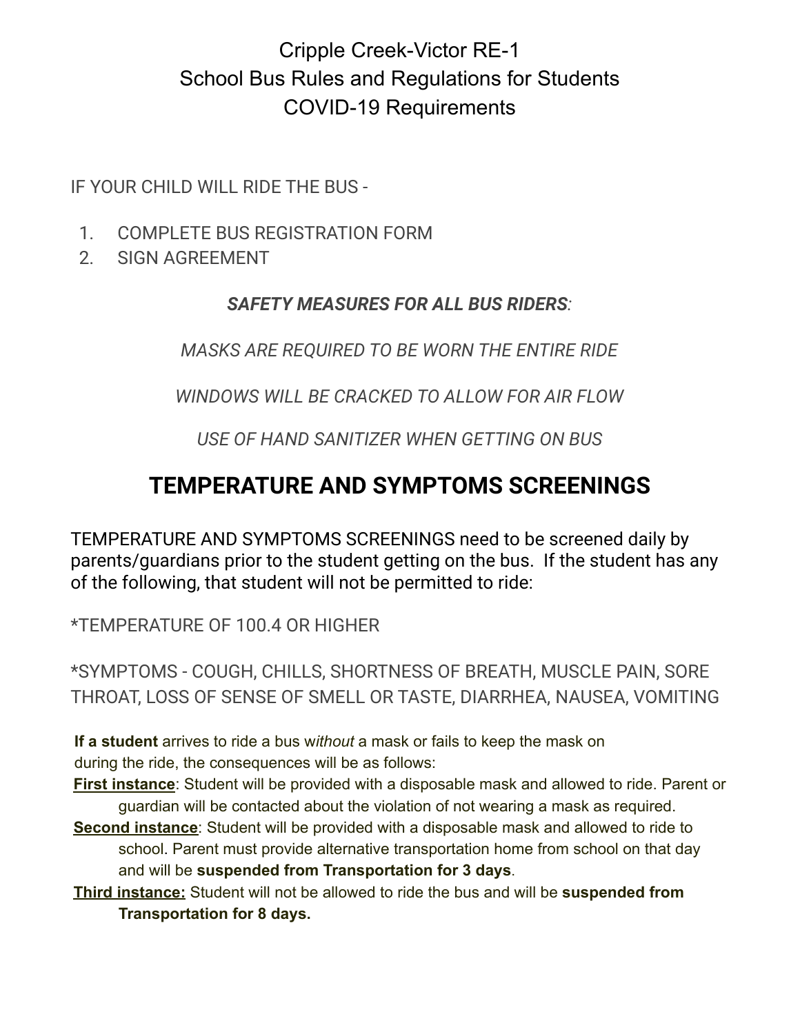# Cripple Creek-Victor RE-1
# School Bus Rules and Regulations for Students
# COVID-19 Requirements

IF YOUR CHILD WILL RIDE THE BUS -

1. COMPLETE BUS REGISTRATION FORM
2. SIGN AGREEMENT

***SAFETY MEASURES FOR ALL BUS RIDERS*:**

*MASKS ARE REQUIRED TO BE WORN THE ENTIRE RIDE*

*WINDOWS WILL BE CRACKED TO ALLOW FOR AIR FLOW*

*USE OF HAND SANITIZER WHEN GETTING ON BUS*

## TEMPERATURE AND SYMPTOMS SCREENINGS

TEMPERATURE AND SYMPTOMS SCREENINGS need to be screened daily by parents/guardians prior to the student getting on the bus. If the student has any of the following, that student will not be permitted to ride:

*TEMPERATURE OF 100.4 OR HIGHER

*SYMPTOMS - COUGH, CHILLS, SHORTNESS OF BREATH, MUSCLE PAIN, SORE THROAT, LOSS OF SENSE OF SMELL OR TASTE, DIARRHEA, NAUSEA, VOMITING

**If a student** arrives to ride a bus w*ithout* a mask or fails to keep the mask on during the ride, the consequences will be as follows:

**First instance**: Student will be provided with a disposable mask and allowed to ride. Parent or guardian will be contacted about the violation of not wearing a mask as required.

**Second instance**: Student will be provided with a disposable mask and allowed to ride to school. Parent must provide alternative transportation home from school on that day and will be **suspended from Transportation for 3 days**.

**Third instance:** Student will not be allowed to ride the bus and will be **suspended from Transportation for 8 days.**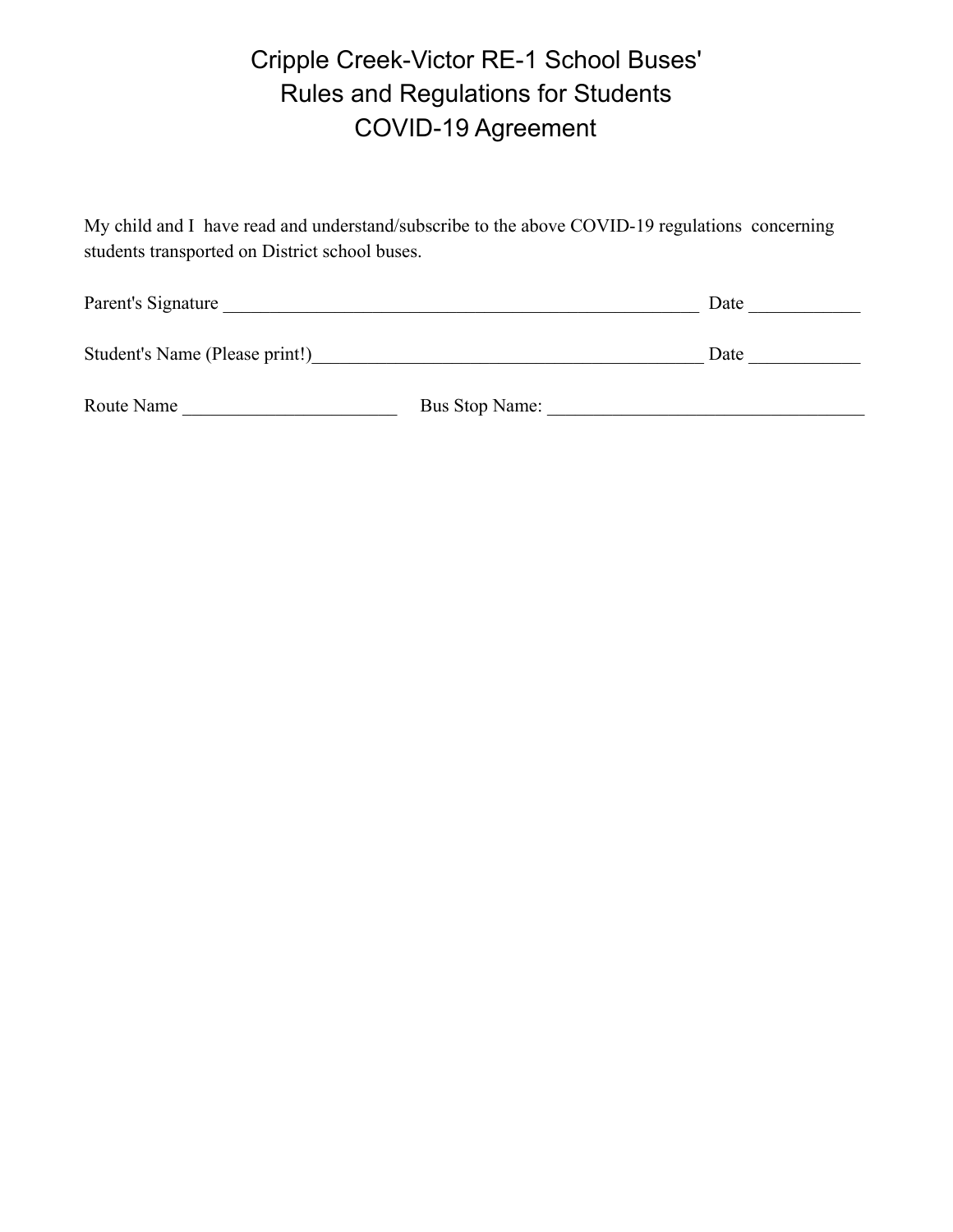# Cripple Creek-Victor RE-1 School Buses' Rules and Regulations for Students COVID-19 Agreement

My child and I have read and understand/subscribe to the above COVID-19 regulations concerning students transported on District school buses.

Parent's Signature ______________________________________________________ Date ____________

Student's Name (Please print!)___________________________________________ Date ____________

Route Name _______________________ Bus Stop Name: __________________________________